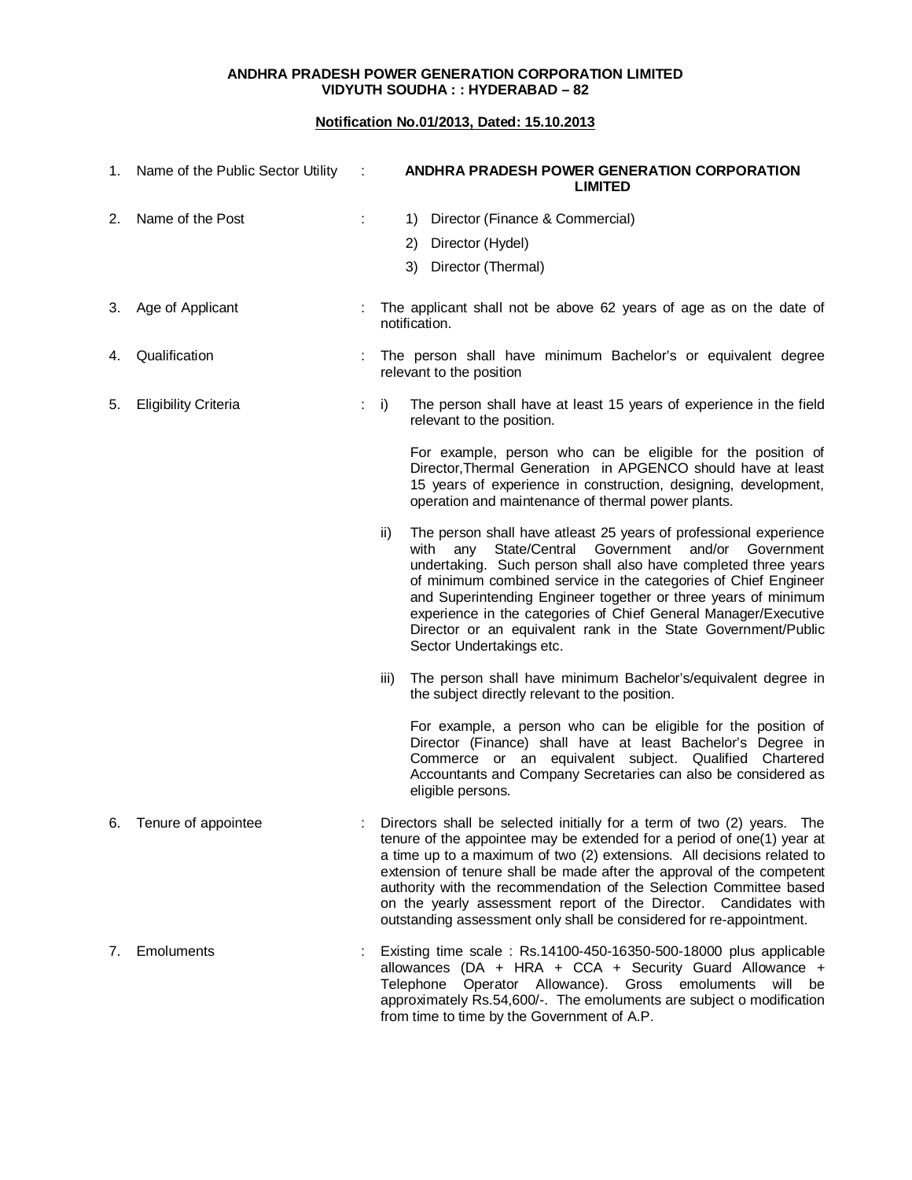**ANDHRA PRADESH POWER GENERATION CORPORATION LIMITED**
**VIDYUTH SOUDHA : : HYDERABAD – 82**

**Notification No.01/2013, Dated: 15.10.2013**

1. Name of the Public Sector Utility : **ANDHRA PRADESH POWER GENERATION CORPORATION LIMITED**

2. Name of the Post :
   1) Director (Finance & Commercial)
   2) Director (Hydel)
   3) Director (Thermal)

3. Age of Applicant : The applicant shall not be above 62 years of age as on the date of notification.

4. Qualification : The person shall have minimum Bachelor's or equivalent degree relevant to the position

5. Eligibility Criteria :
   i) The person shall have at least 15 years of experience in the field relevant to the position.

      For example, person who can be eligible for the position of Director,Thermal Generation in APGENCO should have at least 15 years of experience in construction, designing, development, operation and maintenance of thermal power plants.

   ii) The person shall have atleast 25 years of professional experience with any State/Central Government and/or Government undertaking. Such person shall also have completed three years of minimum combined service in the categories of Chief Engineer and Superintending Engineer together or three years of minimum experience in the categories of Chief General Manager/Executive Director or an equivalent rank in the State Government/Public Sector Undertakings etc.

   iii) The person shall have minimum Bachelor's/equivalent degree in the subject directly relevant to the position.

      For example, a person who can be eligible for the position of Director (Finance) shall have at least Bachelor's Degree in Commerce or an equivalent subject. Qualified Chartered Accountants and Company Secretaries can also be considered as eligible persons.

6. Tenure of appointee : Directors shall be selected initially for a term of two (2) years. The tenure of the appointee may be extended for a period of one(1) year at a time up to a maximum of two (2) extensions. All decisions related to extension of tenure shall be made after the approval of the competent authority with the recommendation of the Selection Committee based on the yearly assessment report of the Director. Candidates with outstanding assessment only shall be considered for re-appointment.

7. Emoluments : Existing time scale : Rs.14100-450-16350-500-18000 plus applicable allowances (DA + HRA + CCA + Security Guard Allowance + Telephone Operator Allowance). Gross emoluments will be approximately Rs.54,600/-. The emoluments are subject o modification from time to time by the Government of A.P.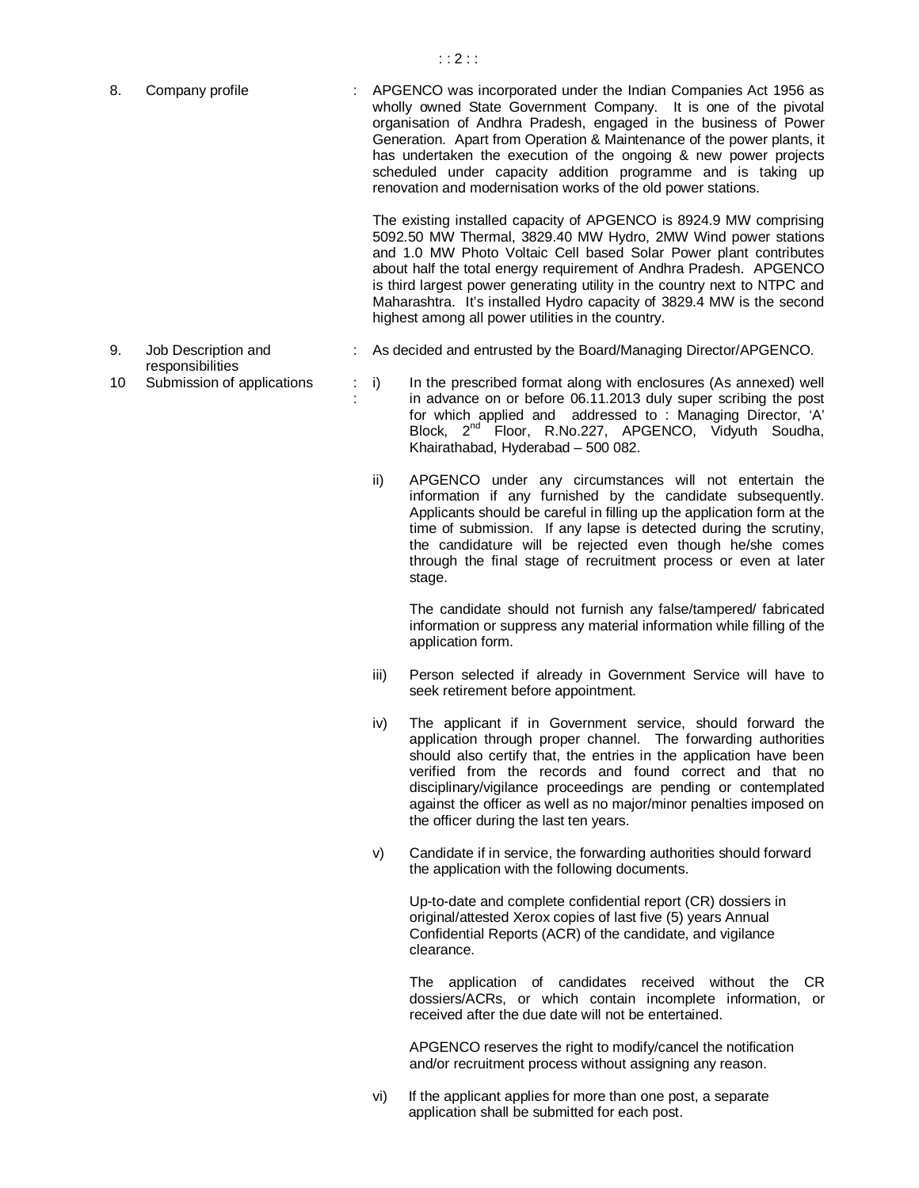8. Company profile : APGENCO was incorporated under the Indian Companies Act 1956 as wholly owned State Government Company. It is one of the pivotal organisation of Andhra Pradesh, engaged in the business of Power Generation. Apart from Operation & Maintenance of the power plants, it has undertaken the execution of the ongoing & new power projects scheduled under capacity addition programme and is taking up renovation and modernisation works of the old power stations.

The existing installed capacity of APGENCO is 8924.9 MW comprising 5092.50 MW Thermal, 3829.40 MW Hydro, 2MW Wind power stations and 1.0 MW Photo Voltaic Cell based Solar Power plant contributes about half the total energy requirement of Andhra Pradesh. APGENCO is third largest power generating utility in the country next to NTPC and Maharashtra. It's installed Hydro capacity of 3829.4 MW is the second highest among all power utilities in the country.

9. Job Description and responsibilities : As decided and entrusted by the Board/Managing Director/APGENCO.

10 Submission of applications :

i) In the prescribed format along with enclosures (As annexed) well in advance on or before 06.11.2013 duly super scribing the post for which applied and addressed to : Managing Director, 'A' Block, 2nd Floor, R.No.227, APGENCO, Vidyuth Soudha, Khairathabad, Hyderabad – 500 082.

ii) APGENCO under any circumstances will not entertain the information if any furnished by the candidate subsequently. Applicants should be careful in filling up the application form at the time of submission. If any lapse is detected during the scrutiny, the candidature will be rejected even though he/she comes through the final stage of recruitment process or even at later stage.

The candidate should not furnish any false/tampered/ fabricated information or suppress any material information while filling of the application form.

iii) Person selected if already in Government Service will have to seek retirement before appointment.

iv) The applicant if in Government service, should forward the application through proper channel. The forwarding authorities should also certify that, the entries in the application have been verified from the records and found correct and that no disciplinary/vigilance proceedings are pending or contemplated against the officer as well as no major/minor penalties imposed on the officer during the last ten years.

v) Candidate if in service, the forwarding authorities should forward the application with the following documents.

Up-to-date and complete confidential report (CR) dossiers in original/attested Xerox copies of last five (5) years Annual Confidential Reports (ACR) of the candidate, and vigilance clearance.

The application of candidates received without the CR dossiers/ACRs, or which contain incomplete information, or received after the due date will not be entertained.

APGENCO reserves the right to modify/cancel the notification and/or recruitment process without assigning any reason.

vi) If the applicant applies for more than one post, a separate application shall be submitted for each post.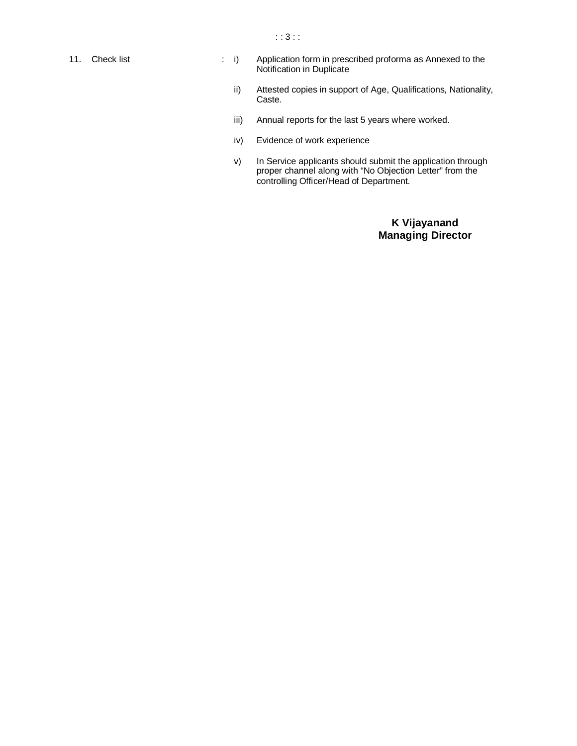11. Check list :

i) Application form in prescribed proforma as Annexed to the Notification in Duplicate

ii) Attested copies in support of Age, Qualifications, Nationality, Caste.

iii) Annual reports for the last 5 years where worked.

iv) Evidence of work experience

v) In Service applicants should submit the application through proper channel along with "No Objection Letter" from the controlling Officer/Head of Department.

**K Vijayanand**
**Managing Director**